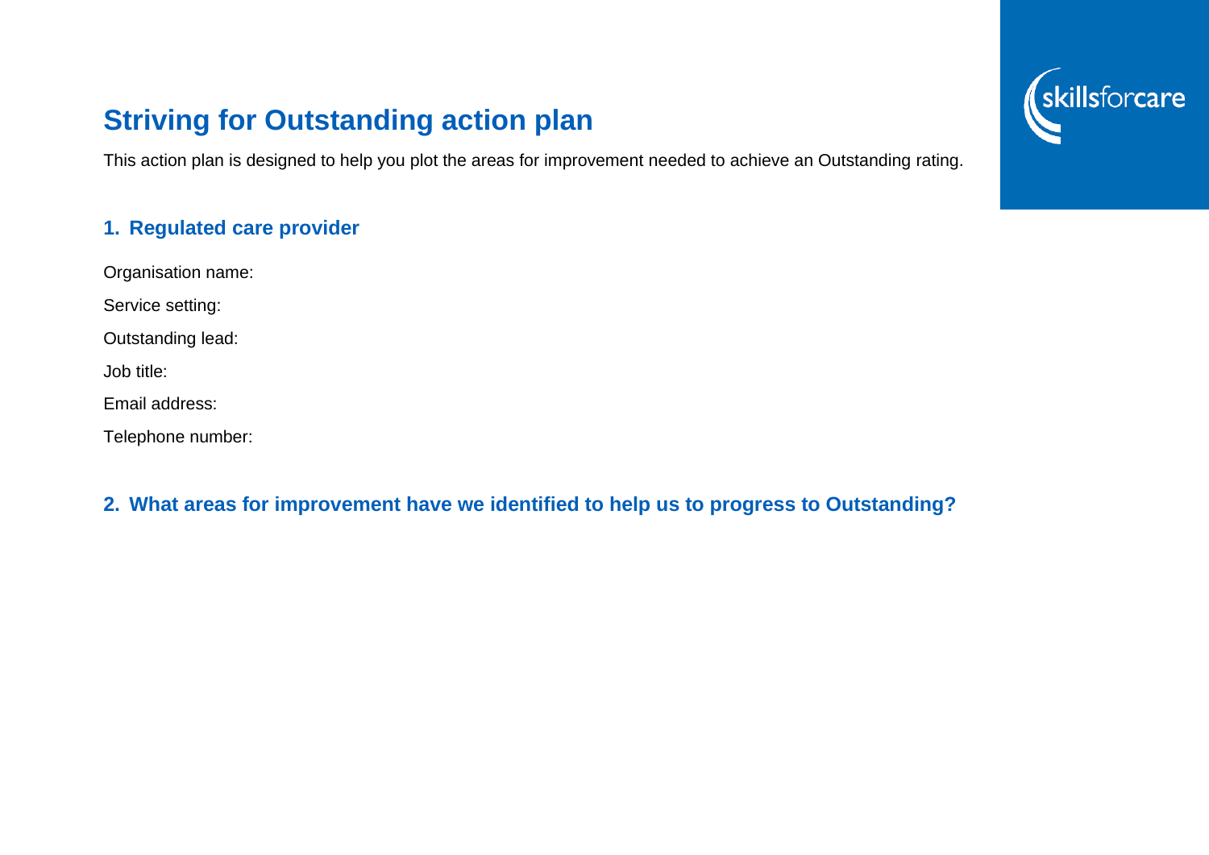# Striving for Outstanding action plan

This action plan is designed to help you plot the areas for improvement needed to achieve an Outstanding rating.

## 1. Regulated care provider

Organisation name:

Service setting:

Outstanding lead:

Job title:

Email address:

Telephone number:

## 2. What areas for improvement have we identified to help us to progress to Outstanding?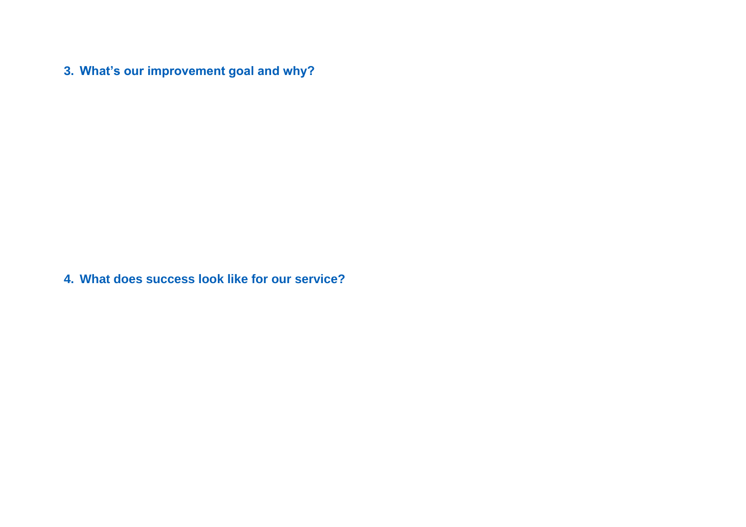### 3. What's our improvement goal and why?

### 4. What does success look like for our service?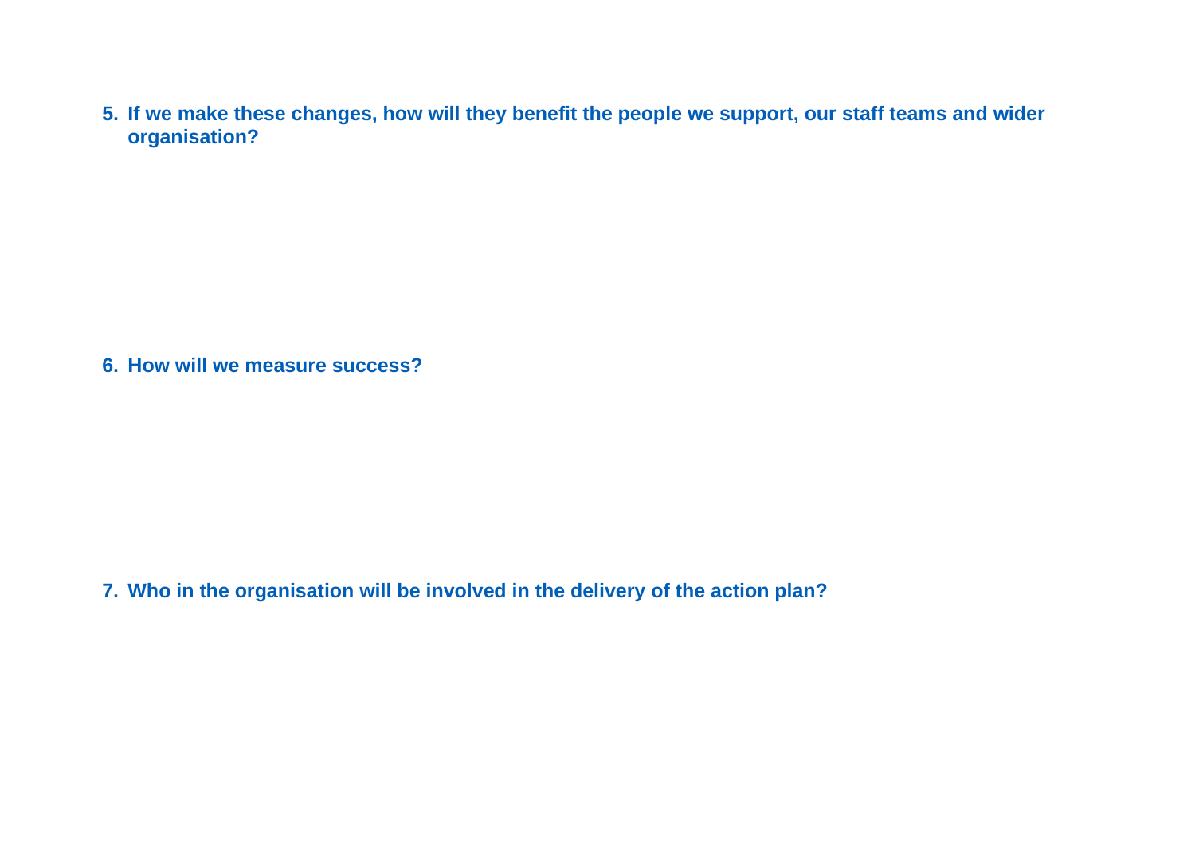5. **If we make these changes, how will they benefit the people we support, our staff teams and wider organisation?**

6. **How will we measure success?**

7. **Who in the organisation will be involved in the delivery of the action plan?**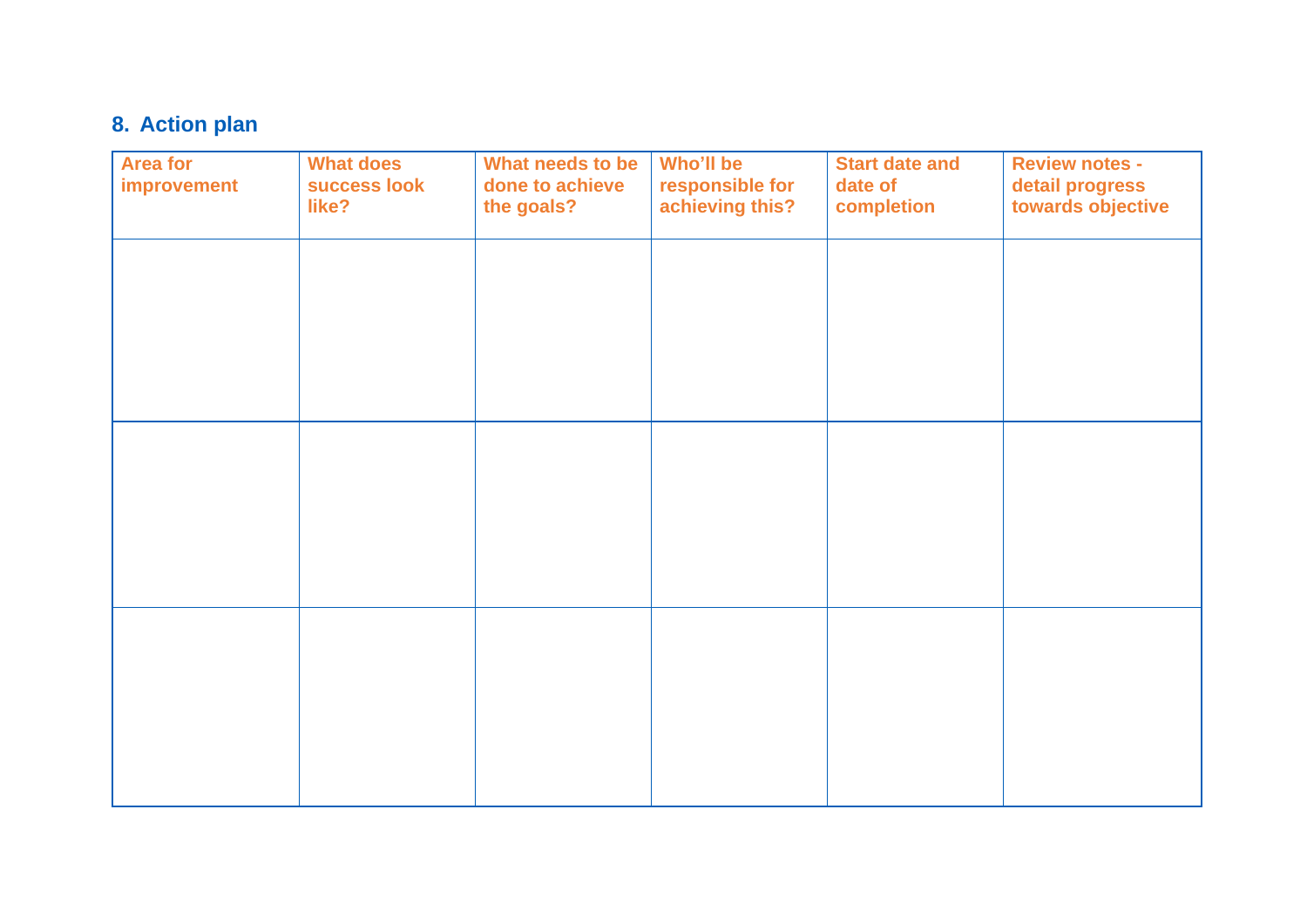## 8. Action plan

| Area for improvement | What does success look like? | What needs to be done to achieve the goals? | Who'll be responsible for achieving this? | Start date and date of completion | Review notes - detail progress towards objective |
|---|---|---|---|---|---|
| | | | | | |
| | | | | | |
| | | | | | |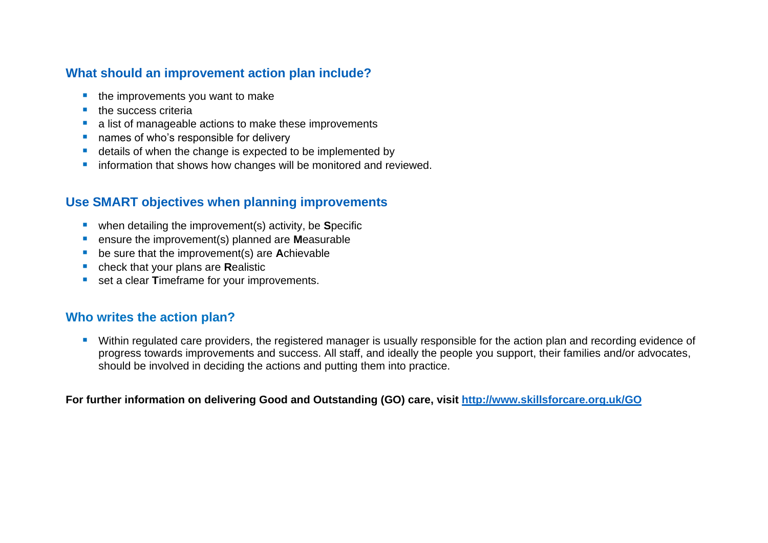## What should an improvement action plan include?

- the improvements you want to make
- the success criteria
- a list of manageable actions to make these improvements
- names of who's responsible for delivery
- details of when the change is expected to be implemented by
- information that shows how changes will be monitored and reviewed.

## Use SMART objectives when planning improvements

- when detailing the improvement(s) activity, be **S**pecific
- ensure the improvement(s) planned are **M**easurable
- be sure that the improvement(s) are **A**chievable
- check that your plans are **R**ealistic
- set a clear **T**imeframe for your improvements.

## Who writes the action plan?

- Within regulated care providers, the registered manager is usually responsible for the action plan and recording evidence of progress towards improvements and success. All staff, and ideally the people you support, their families and/or advocates, should be involved in deciding the actions and putting them into practice.

**For further information on delivering Good and Outstanding (GO) care, visit [http://www.skillsforcare.org.uk/GO](http://www.skillsforcare.org.uk/GO)**